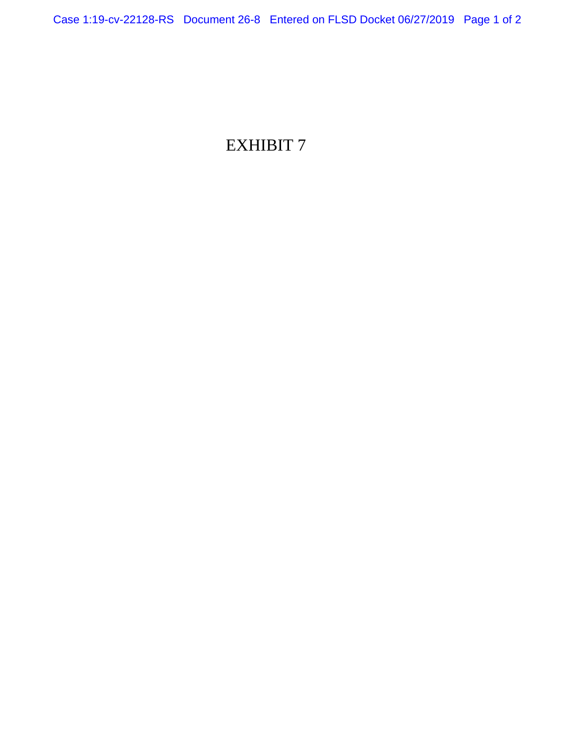# EXHIBIT 7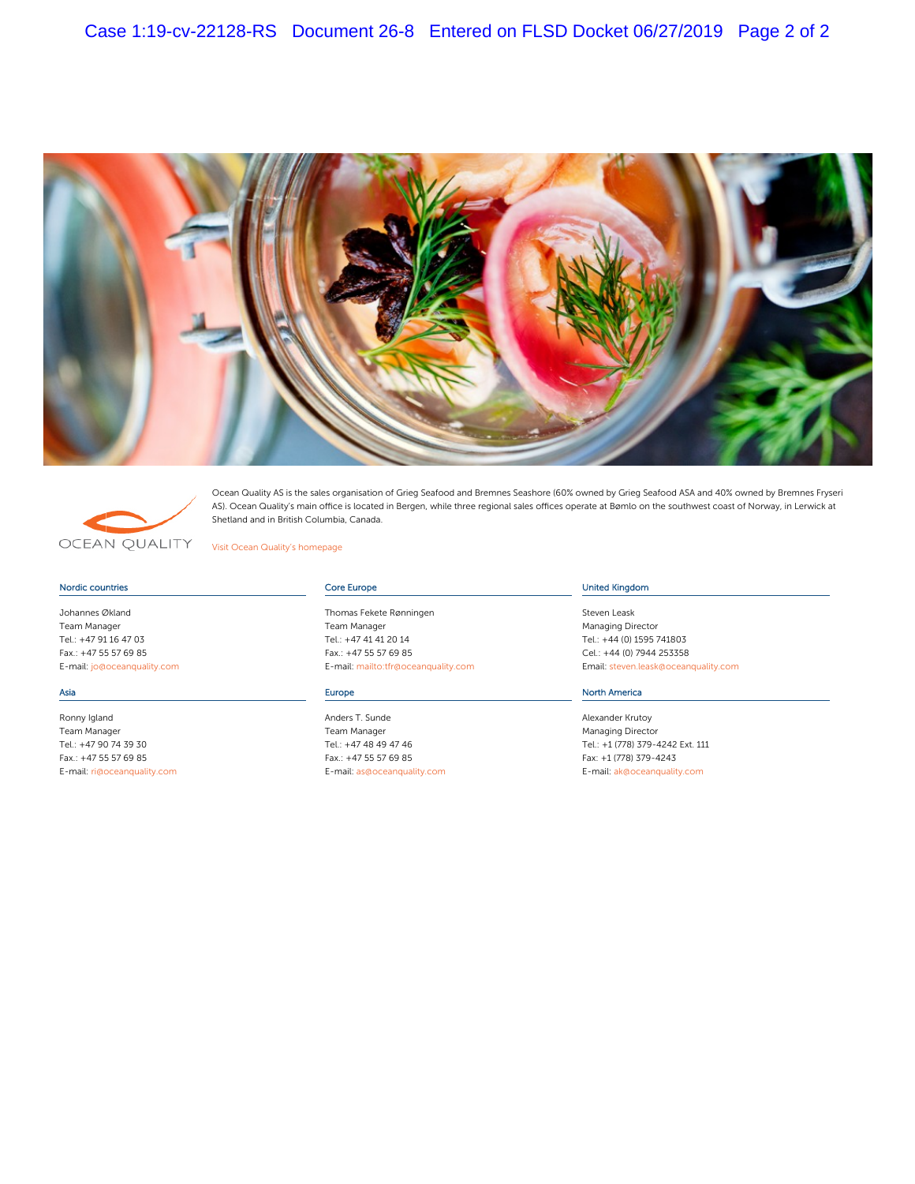OCEAN QUALITY

Ocean Quality AS is the sales organisation of Grieg Seafood and Bremnes Seashore (60% owned by Grieg Seafood ASA and 40% owned by Bremnes Fryseri AS). Ocean Quality's main office is located in Bergen, while three regional sales offices operate at Bømlo on the southwest coast of Norway, in Lerwick at Shetland and in British Columbia, Canada.

Visit Ocean Quality's homepage

### Nordic countries

Johannes Økland
Team Manager
Tel.: +47 91 16 47 03
Fax.: +47 55 57 69 85
E-mail: jo@oceanquality.com

### Core Europe

Thomas Fekete Rønningen
Team Manager
Tel.: +47 41 41 20 14
Fax.: +47 55 57 69 85
E-mail: mailto:tfr@oceanquality.com

### United Kingdom

Steven Leask
Managing Director
Tel.: +44 (0) 1595 741803
Cel.: +44 (0) 7944 253358
Email: steven.leask@oceanquality.com

### Asia

Ronny Igland
Team Manager
Tel.: +47 90 74 39 30
Fax.: +47 55 57 69 85
E-mail: ri@oceanquality.com

### Europe

Anders T. Sunde
Team Manager
Tel.: +47 48 49 47 46
Fax.: +47 55 57 69 85
E-mail: as@oceanquality.com

### North America

Alexander Krutoy
Managing Director
Tel.: +1 (778) 379-4242 Ext. 111
Fax: +1 (778) 379-4243
E-mail: ak@oceanquality.com